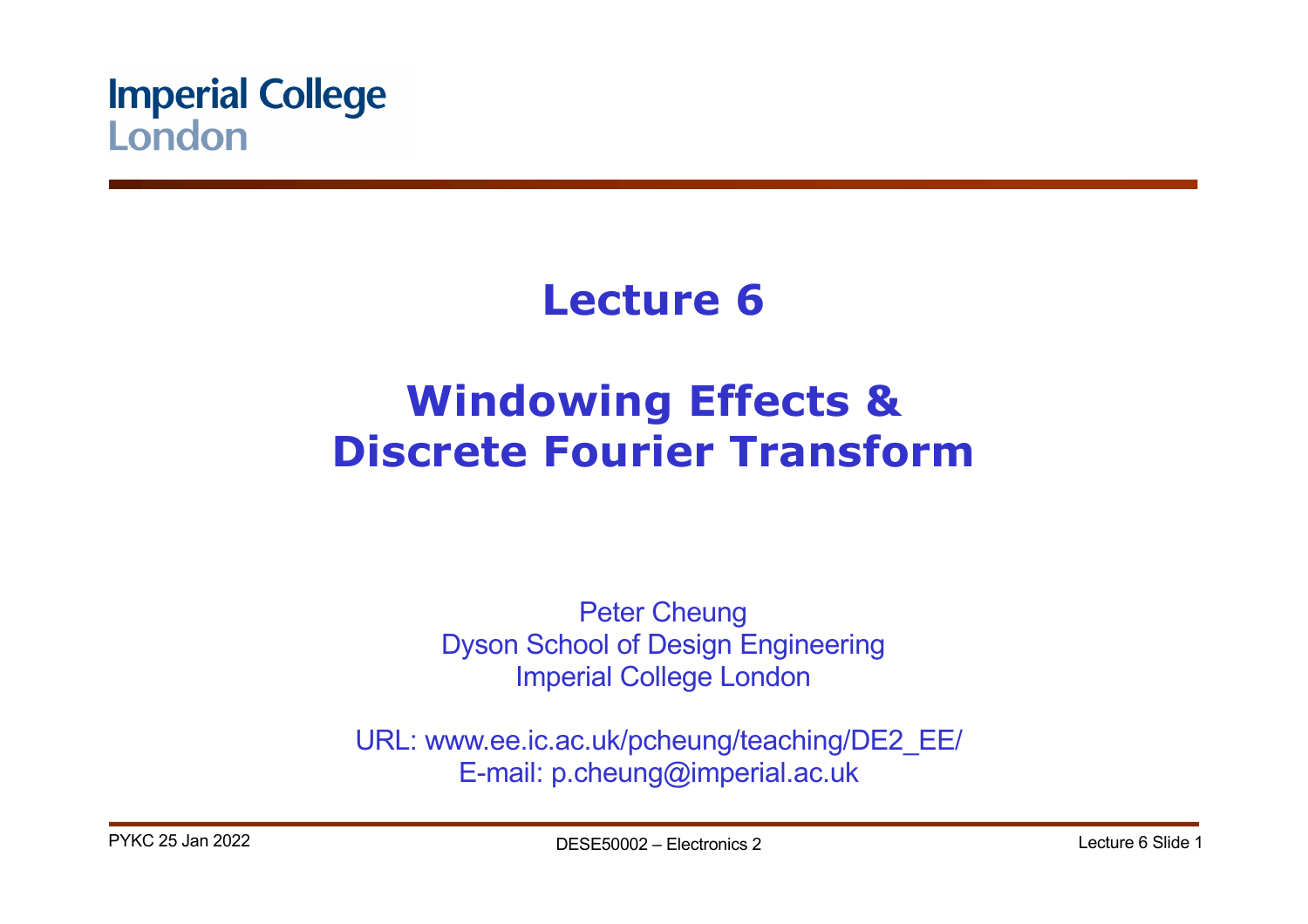Imperial College London

# Lecture 6

# Windowing Effects & Discrete Fourier Transform

Peter Cheung
Dyson School of Design Engineering
Imperial College London

URL: www.ee.ic.ac.uk/pcheung/teaching/DE2_EE/
E-mail: p.cheung@imperial.ac.uk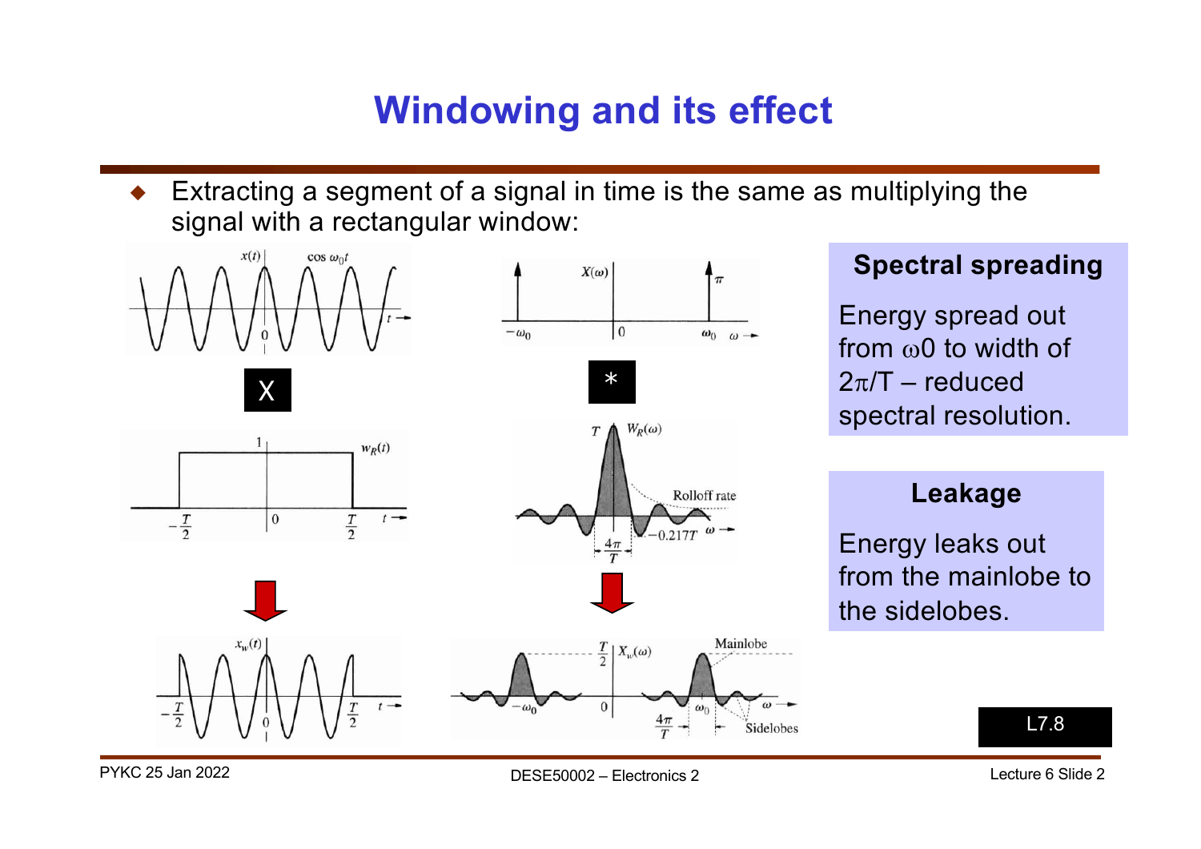# Windowing and its effect

- Extracting a segment of a signal in time is the same as multiplying the signal with a rectangular window:

### Spectral spreading

Energy spread out from $\omega_0$ to width of $2\pi/T$ – reduced spectral resolution.

### Leakage

Energy leaks out from the mainlobe to the sidelobes.

L7.8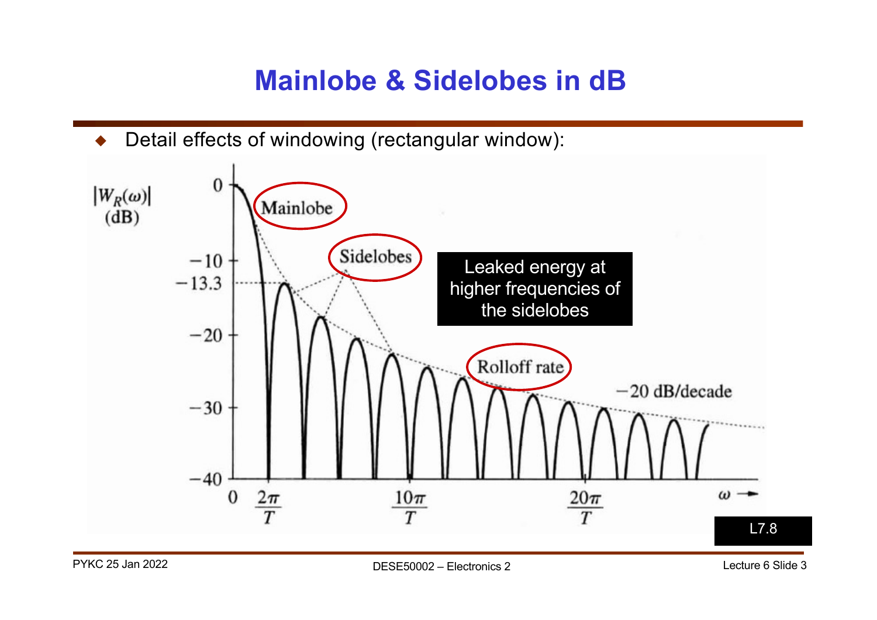# Mainlobe & Sidelobes in dB

- Detail effects of windowing (rectangular window):

Leaked energy at higher frequencies of the sidelobes

L7.8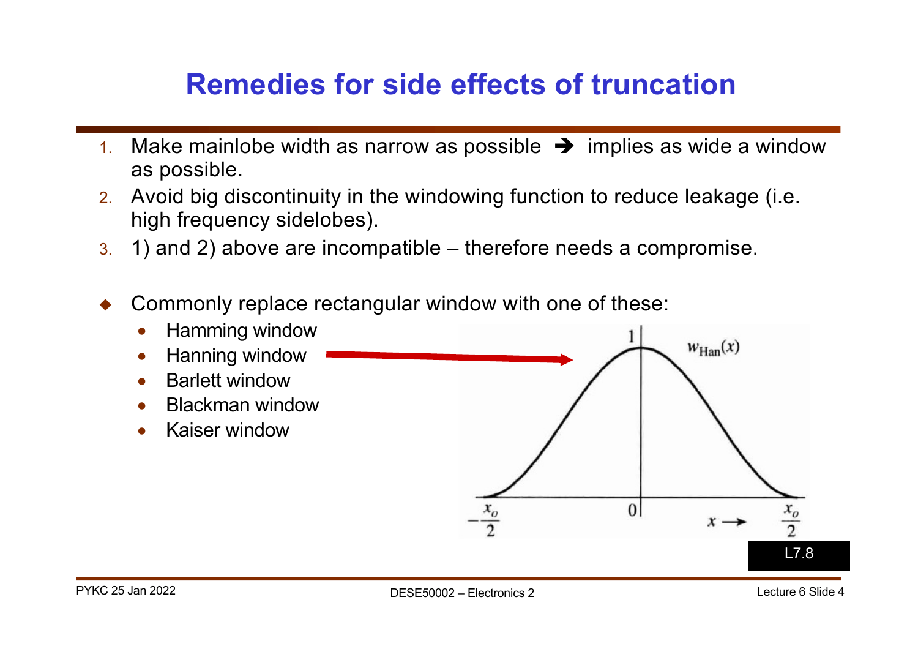# Remedies for side effects of truncation

1. Make mainlobe width as narrow as possible ➔ implies as wide a window as possible.
2. Avoid big discontinuity in the windowing function to reduce leakage (i.e. high frequency sidelobes).
3. 1) and 2) above are incompatible – therefore needs a compromise.

- Commonly replace rectangular window with one of these:
  - Hamming window
  - Hanning window
  - Barlett window
  - Blackman window
  - Kaiser window

L7.8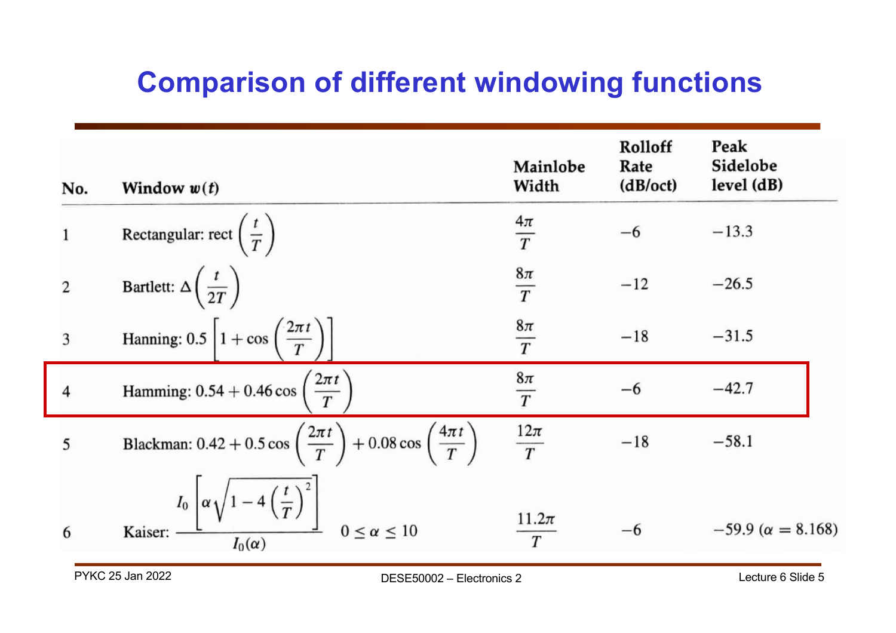# Comparison of different windowing functions

| No. | Window $w(t)$ | Mainlobe Width | Rolloff Rate (dB/oct) | Peak Sidelobe level (dB) |
|---|---|---|---|---|
| 1 | Rectangular: $\text{rect}\left(\frac{t}{T}\right)$ | $\frac{4\pi}{T}$ | $-6$ | $-13.3$ |
| 2 | Bartlett: $\Delta\left(\frac{t}{2T}\right)$ | $\frac{8\pi}{T}$ | $-12$ | $-26.5$ |
| 3 | Hanning: $0.5\left[1+\cos\left(\frac{2\pi t}{T}\right)\right]$ | $\frac{8\pi}{T}$ | $-18$ | $-31.5$ |
| 4 | Hamming: $0.54+0.46\cos\left(\frac{2\pi t}{T}\right)$ | $\frac{8\pi}{T}$ | $-6$ | $-42.7$ |
| 5 | Blackman: $0.42+0.5\cos\left(\frac{2\pi t}{T}\right)+0.08\cos\left(\frac{4\pi t}{T}\right)$ | $\frac{12\pi}{T}$ | $-18$ | $-58.1$ |
| 6 | Kaiser: $\frac{I_0\left[\alpha\sqrt{1-4\left(\frac{t}{T}\right)^2}\right]}{I_0(\alpha)}$ $\quad 0 \leq \alpha \leq 10$ | $\frac{11.2\pi}{T}$ | $-6$ | $-59.9$ ($\alpha = 8.168$) |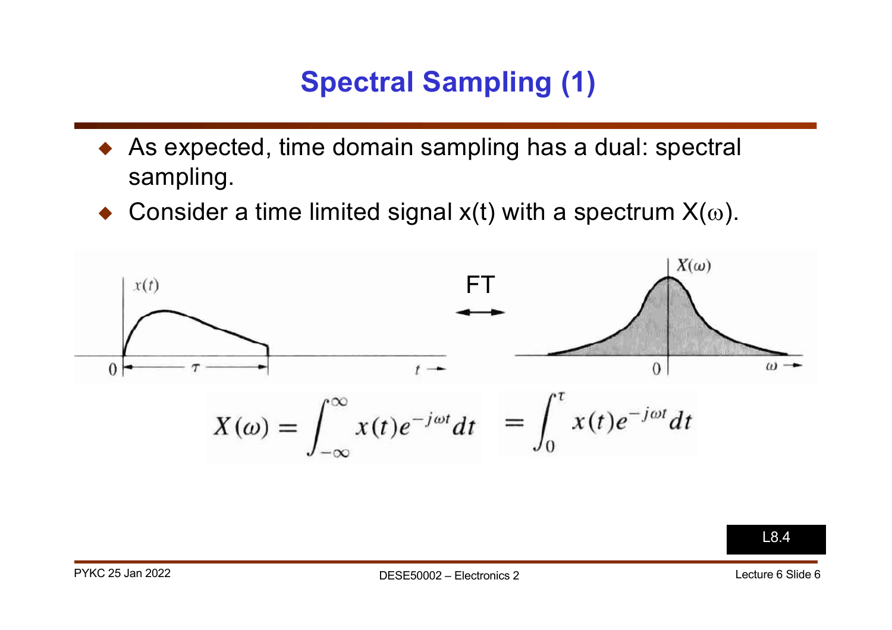# Spectral Sampling (1)

- As expected, time domain sampling has a dual: spectral sampling.
- Consider a time limited signal x(t) with a spectrum $X(\omega)$.

$$X(\omega) = \int_{-\infty}^{\infty} x(t)e^{-j\omega t}dt \quad = \int_{0}^{\tau} x(t)e^{-j\omega t}dt$$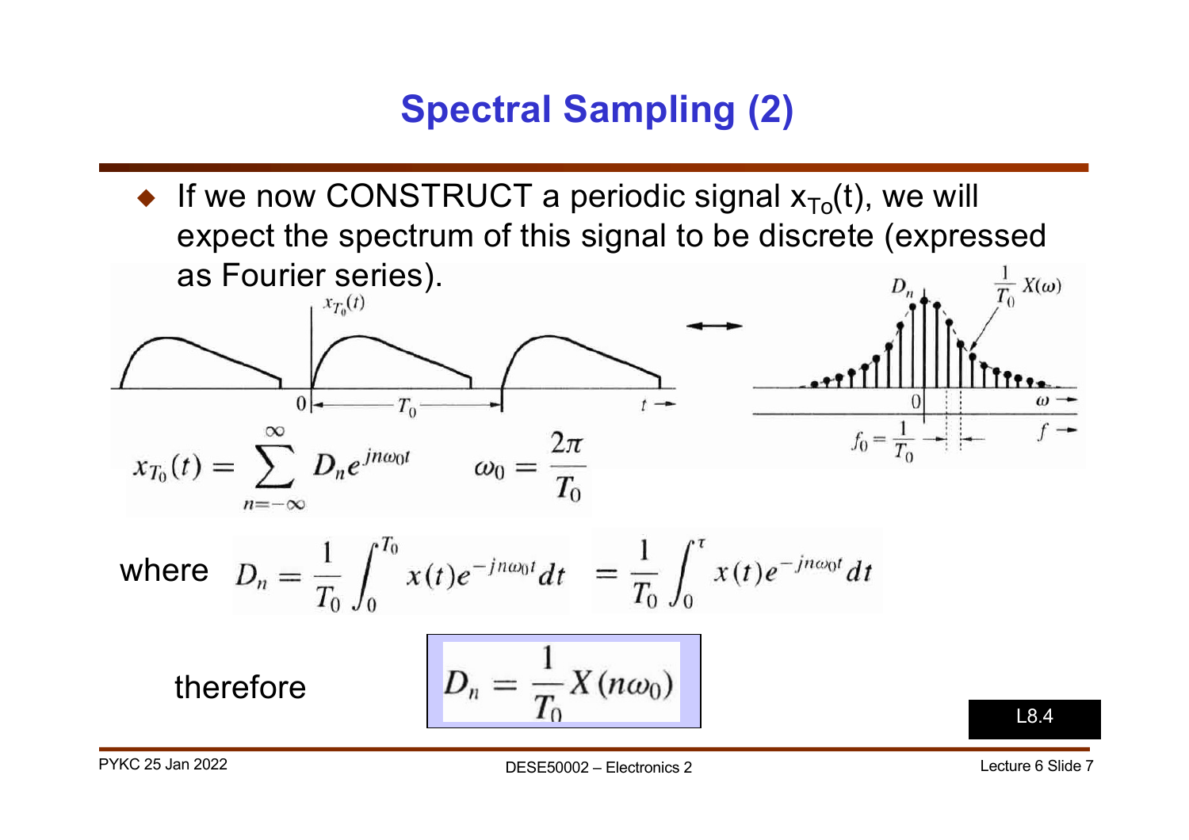# Spectral Sampling (2)

- If we now CONSTRUCT a periodic signal $x_{T_0}(t)$, we will expect the spectrum of this signal to be discrete (expressed as Fourier series).

$$x_{T_0}(t) = \sum_{n=-\infty}^{\infty} D_n e^{jn\omega_0 t} \qquad \omega_0 = \frac{2\pi}{T_0}$$

where
$$D_n = \frac{1}{T_0}\int_0^{T_0} x(t) e^{-jn\omega_0 t} dt = \frac{1}{T_0}\int_0^{\tau} x(t) e^{-jn\omega_0 t} dt$$

therefore
$$D_n = \frac{1}{T_0} X(n\omega_0)$$

L8.4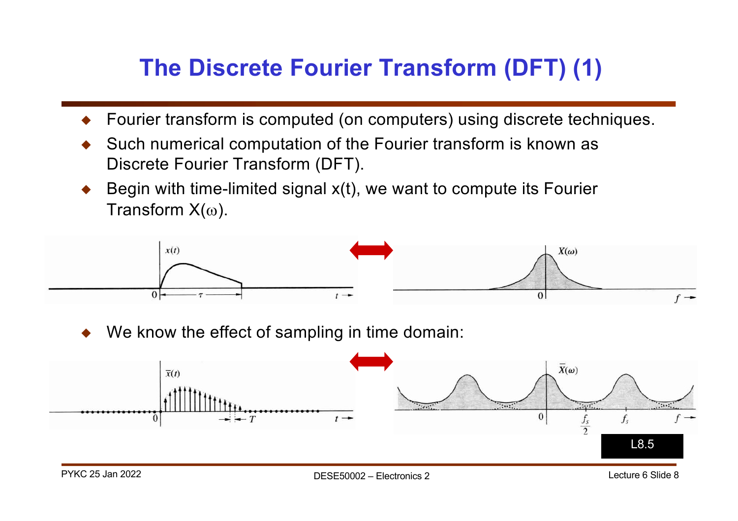# The Discrete Fourier Transform (DFT) (1)

- Fourier transform is computed (on computers) using discrete techniques.
- Such numerical computation of the Fourier transform is known as Discrete Fourier Transform (DFT).
- Begin with time-limited signal x(t), we want to compute its Fourier Transform $X(\omega)$.

- We know the effect of sampling in time domain:

L8.5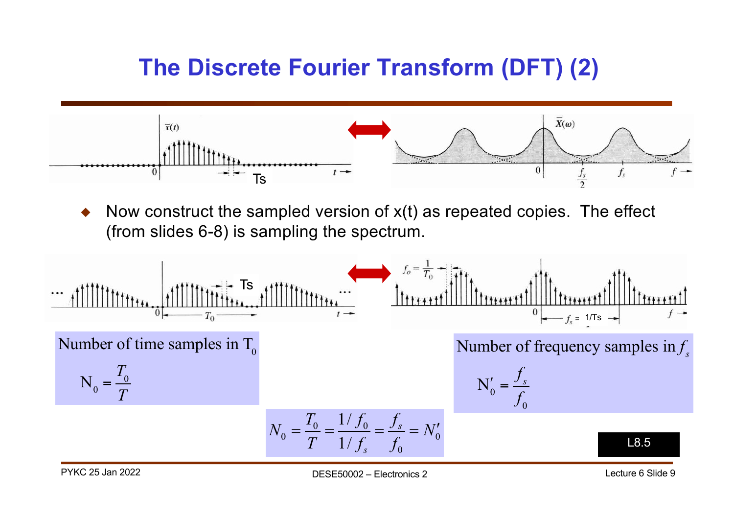# The Discrete Fourier Transform (DFT) (2)

- Now construct the sampled version of x(t) as repeated copies. The effect (from slides 6-8) is sampling the spectrum.

Number of time samples in $T_0$

$$N_0 = \frac{T_0}{T}$$

Number of frequency samples in $f_s$

$$N_0' = \frac{f_s}{f_0}$$

$$N_0 = \frac{T_0}{T} = \frac{1/f_0}{1/f_s} = \frac{f_s}{f_0} = N_0'$$

L8.5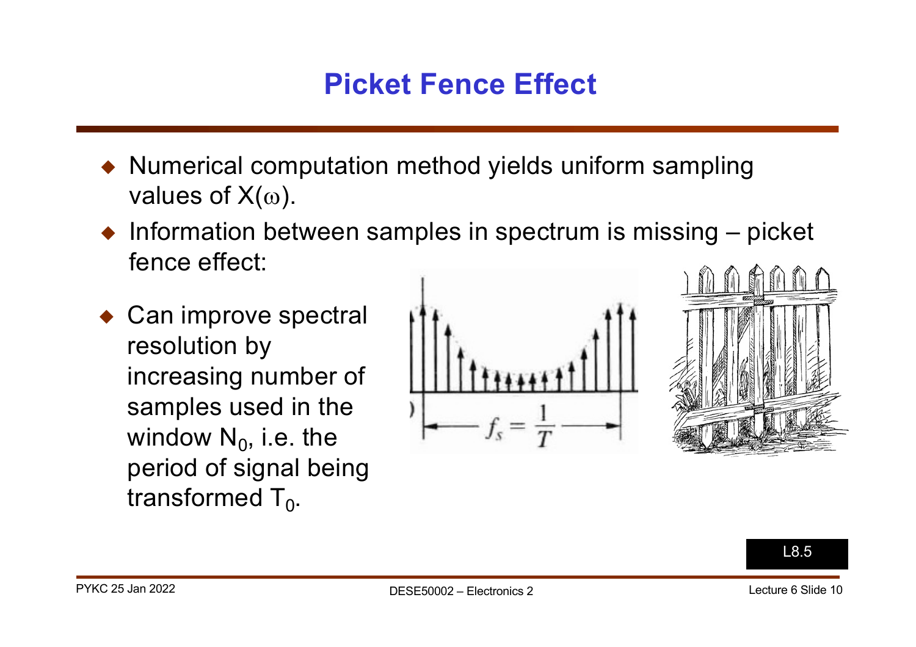# Picket Fence Effect

- Numerical computation method yields uniform sampling values of $X(\omega)$.
- Information between samples in spectrum is missing – picket fence effect:
- Can improve spectral resolution by increasing number of samples used in the window $N_0$, i.e. the period of signal being transformed $T_0$.

L8.5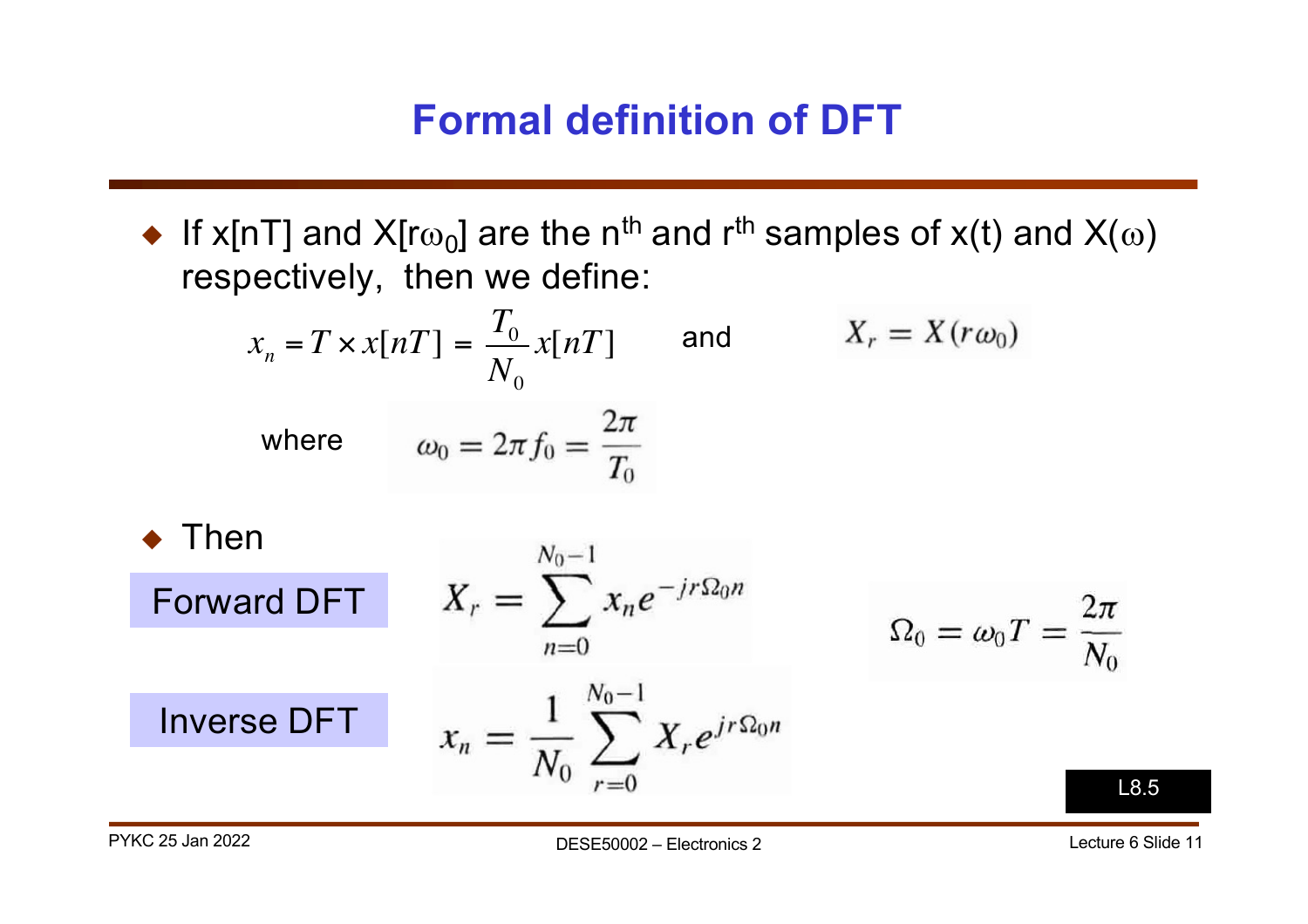# Formal definition of DFT

- If $x[nT]$ and $X[r\omega_0]$ are the $n^{th}$ and $r^{th}$ samples of $x(t)$ and $X(\omega)$ respectively, then we define:

$$x_n = T \times x[nT] = \frac{T_0}{N_0} x[nT] \quad \text{and} \quad X_r = X(r\omega_0)$$

where

$$\omega_0 = 2\pi f_0 = \frac{2\pi}{T_0}$$

- Then

**Forward DFT**

$$X_r = \sum_{n=0}^{N_0-1} x_n e^{-jr\Omega_0 n}$$

$$\Omega_0 = \omega_0 T = \frac{2\pi}{N_0}$$

**Inverse DFT**

$$x_n = \frac{1}{N_0} \sum_{r=0}^{N_0-1} X_r e^{jr\Omega_0 n}$$

L8.5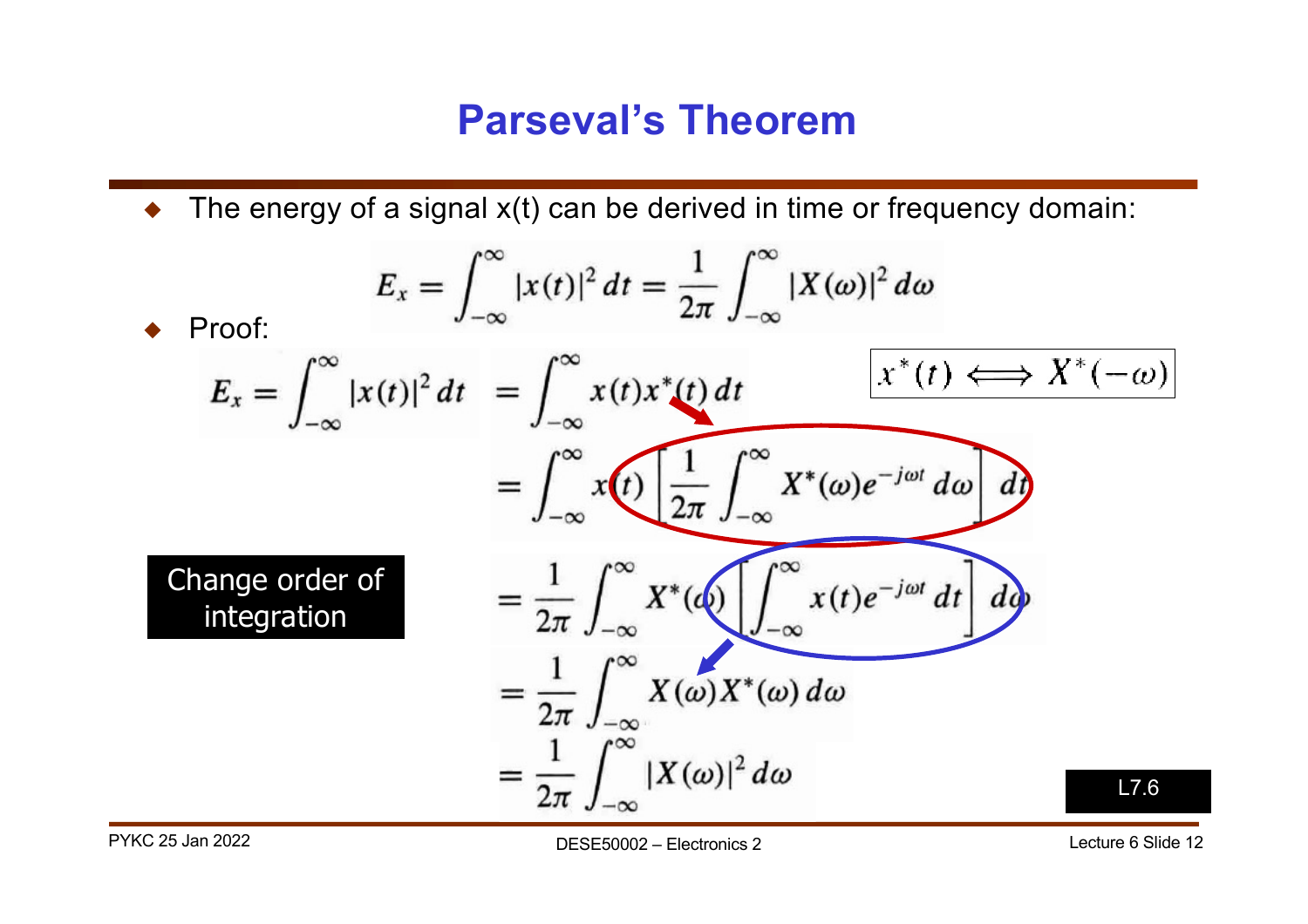# Parseval's Theorem

- The energy of a signal x(t) can be derived in time or frequency domain:

$$E_x = \int_{-\infty}^{\infty} |x(t)|^2 \, dt = \frac{1}{2\pi} \int_{-\infty}^{\infty} |X(\omega)|^2 \, d\omega$$

- Proof:

$$x^*(t) \Longleftrightarrow X^*(-\omega)$$

$$\begin{aligned}
E_x = \int_{-\infty}^{\infty} |x(t)|^2 \, dt &= \int_{-\infty}^{\infty} x(t) x^*(t) \, dt \\
&= \int_{-\infty}^{\infty} x(t) \left[ \frac{1}{2\pi} \int_{-\infty}^{\infty} X^*(\omega) e^{-j\omega t} \, d\omega \right] dt \\
&= \frac{1}{2\pi} \int_{-\infty}^{\infty} X^*(\omega) \left[ \int_{-\infty}^{\infty} x(t) e^{-j\omega t} \, dt \right] d\omega \\
&= \frac{1}{2\pi} \int_{-\infty}^{\infty} X(\omega) X^*(\omega) \, d\omega \\
&= \frac{1}{2\pi} \int_{-\infty}^{\infty} |X(\omega)|^2 \, d\omega
\end{aligned}$$

Change order of integration

L7.6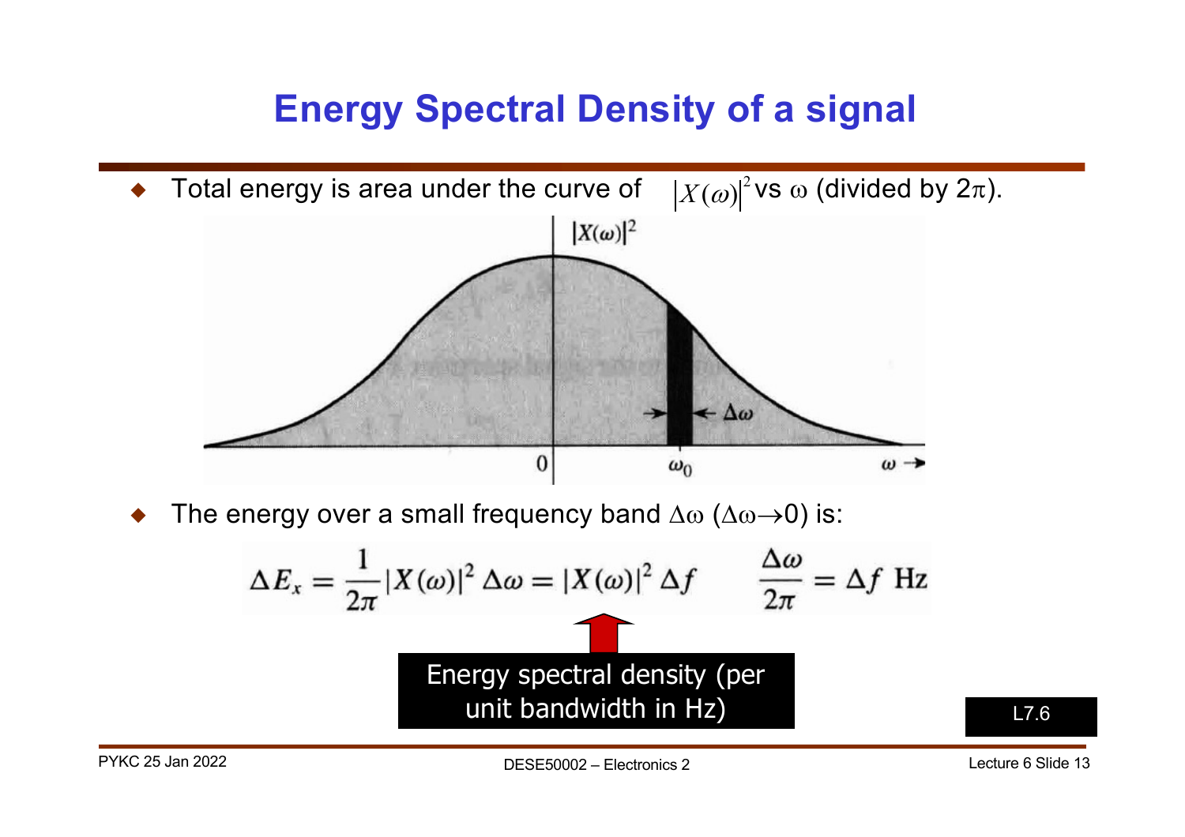# Energy Spectral Density of a signal

- Total energy is area under the curve of $|X(\omega)|^2$ vs $\omega$ (divided by $2\pi$).

- The energy over a small frequency band $\Delta\omega$ ($\Delta\omega \to 0$) is:

$$\Delta E_x = \frac{1}{2\pi}|X(\omega)|^2 \Delta\omega = |X(\omega)|^2 \Delta f \qquad \frac{\Delta\omega}{2\pi} = \Delta f \text{ Hz}$$

Energy spectral density (per unit bandwidth in Hz)

L7.6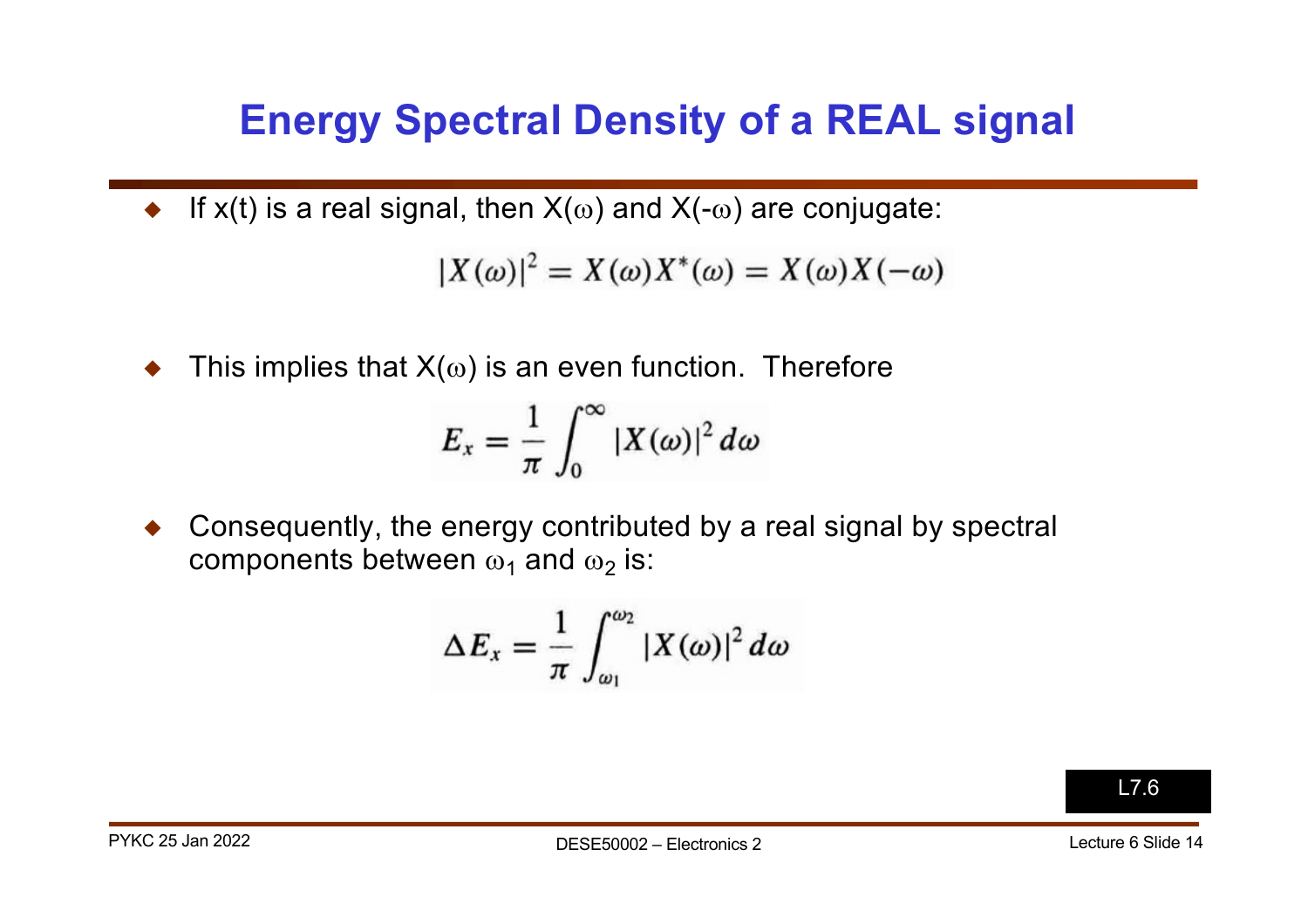# Energy Spectral Density of a REAL signal

- If x(t) is a real signal, then $X(\omega)$ and $X(-\omega)$ are conjugate:

$$|X(\omega)|^2 = X(\omega)X^*(\omega) = X(\omega)X(-\omega)$$

- This implies that $X(\omega)$ is an even function. Therefore

$$E_x = \frac{1}{\pi}\int_0^{\infty} |X(\omega)|^2 \, d\omega$$

- Consequently, the energy contributed by a real signal by spectral components between $\omega_1$ and $\omega_2$ is:

$$\Delta E_x = \frac{1}{\pi}\int_{\omega_1}^{\omega_2} |X(\omega)|^2 \, d\omega$$

L7.6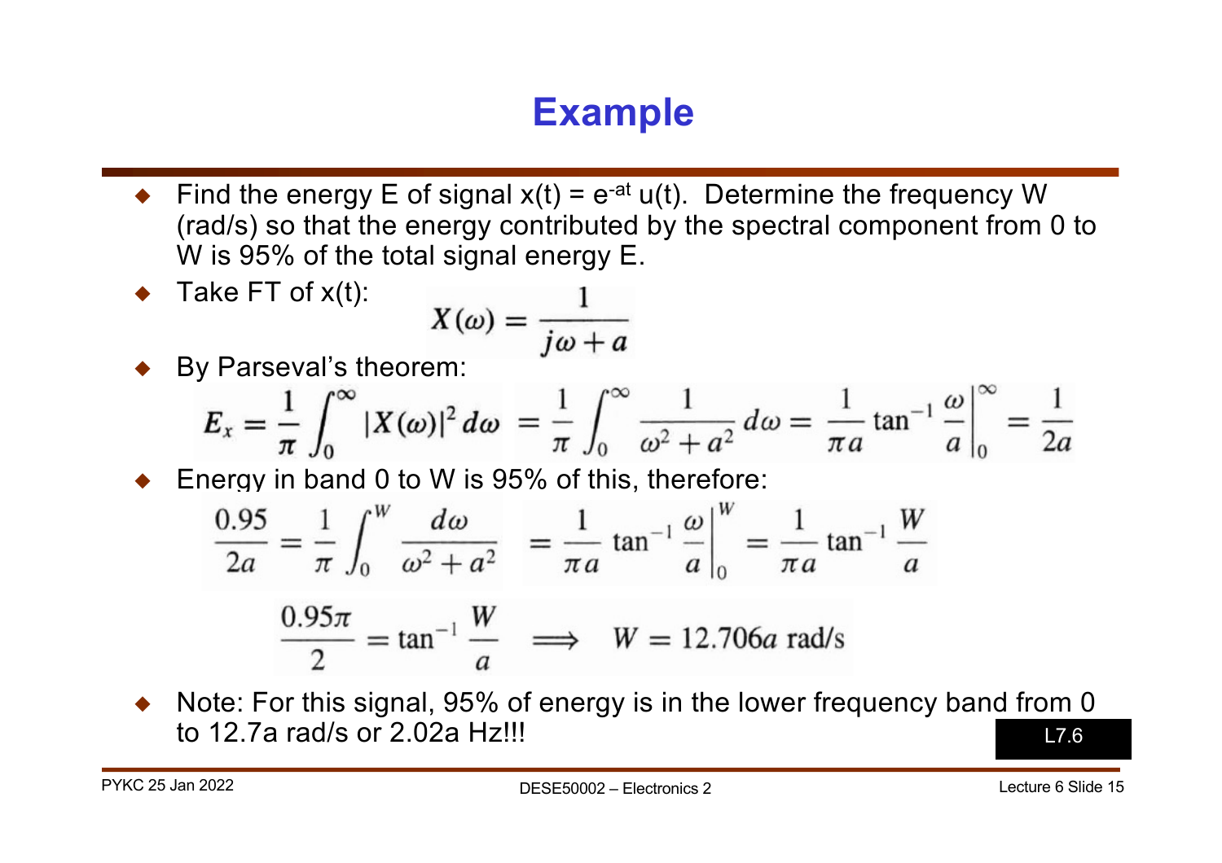# Example

- Find the energy E of signal $x(t) = e^{-at} u(t)$. Determine the frequency W (rad/s) so that the energy contributed by the spectral component from 0 to W is 95% of the total signal energy E.
- Take FT of x(t):

$$X(\omega) = \frac{1}{j\omega + a}$$

- By Parseval's theorem:

$$E_x = \frac{1}{\pi}\int_0^\infty |X(\omega)|^2 \, d\omega = \frac{1}{\pi}\int_0^\infty \frac{1}{\omega^2 + a^2} \, d\omega = \frac{1}{\pi a}\tan^{-1}\frac{\omega}{a}\bigg|_0^\infty = \frac{1}{2a}$$

- Energy in band 0 to W is 95% of this, therefore:

$$\frac{0.95}{2a} = \frac{1}{\pi}\int_0^W \frac{d\omega}{\omega^2 + a^2} = \frac{1}{\pi a}\tan^{-1}\frac{\omega}{a}\bigg|_0^W = \frac{1}{\pi a}\tan^{-1}\frac{W}{a}$$

$$\frac{0.95\pi}{2} = \tan^{-1}\frac{W}{a} \implies W = 12.706a \text{ rad/s}$$

- Note: For this signal, 95% of energy is in the lower frequency band from 0 to 12.7a rad/s or 2.02a Hz!!!

L7.6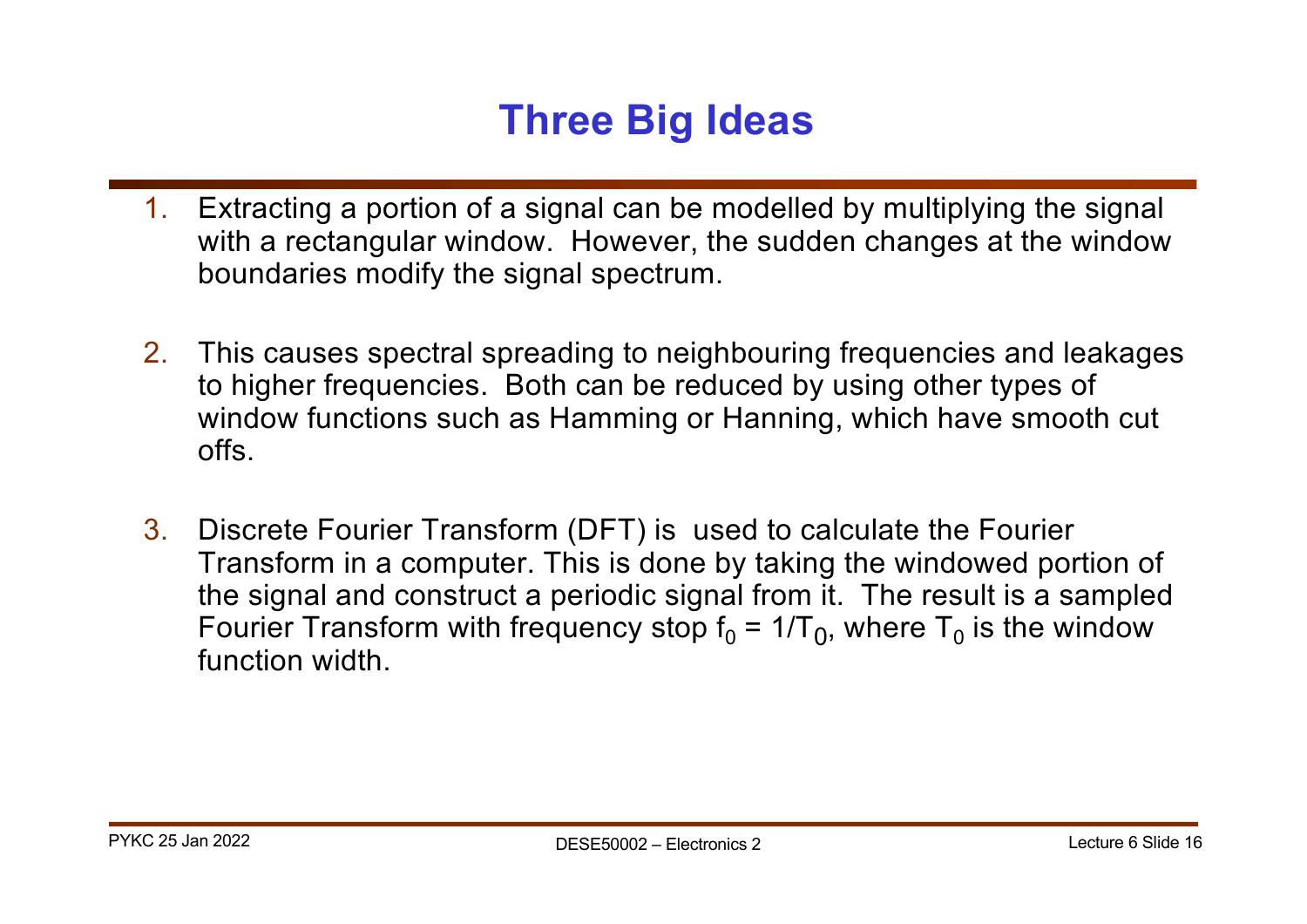# Three Big Ideas

1. Extracting a portion of a signal can be modelled by multiplying the signal with a rectangular window. However, the sudden changes at the window boundaries modify the signal spectrum.

2. This causes spectral spreading to neighbouring frequencies and leakages to higher frequencies. Both can be reduced by using other types of window functions such as Hamming or Hanning, which have smooth cut offs.

3. Discrete Fourier Transform (DFT) is used to calculate the Fourier Transform in a computer. This is done by taking the windowed portion of the signal and construct a periodic signal from it. The result is a sampled Fourier Transform with frequency stop $f_0 = 1/T_0$, where $T_0$ is the window function width.